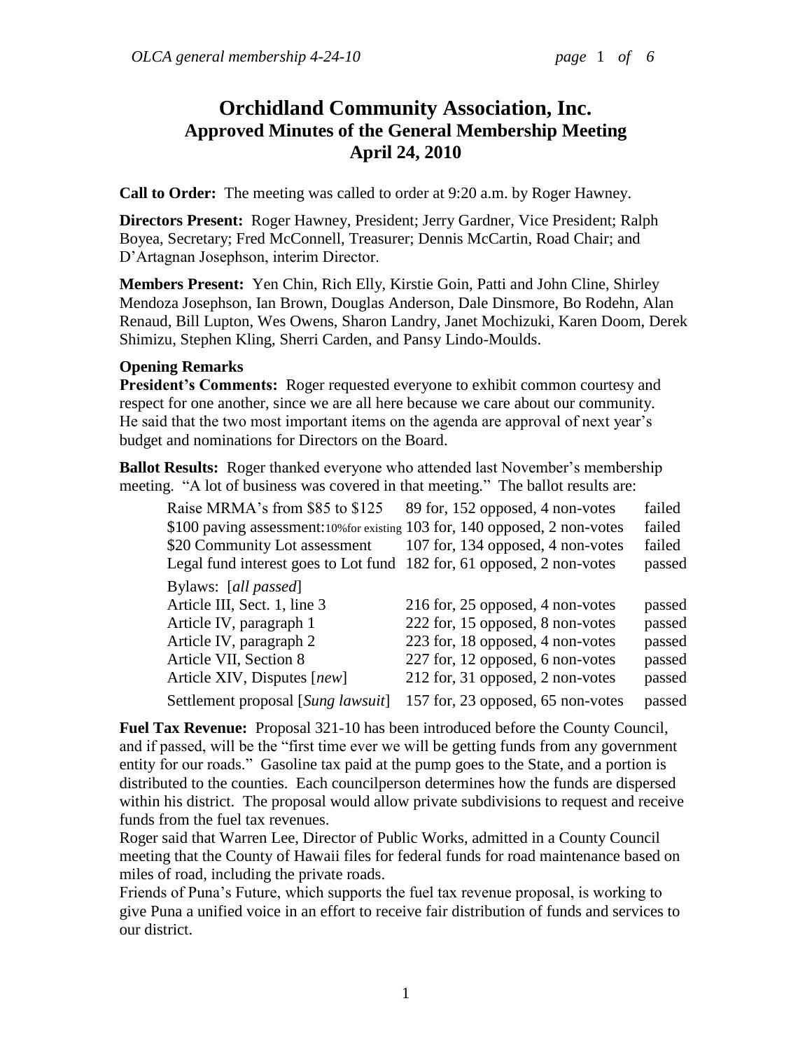# Orchidland Community Association, Inc.
## Approved Minutes of the General Membership Meeting
## April 24, 2010

**Call to Order:** The meeting was called to order at 9:20 a.m. by Roger Hawney.

**Directors Present:** Roger Hawney, President; Jerry Gardner, Vice President; Ralph Boyea, Secretary; Fred McConnell, Treasurer; Dennis McCartin, Road Chair; and D'Artagnan Josephson, interim Director.

**Members Present:** Yen Chin, Rich Elly, Kirstie Goin, Patti and John Cline, Shirley Mendoza Josephson, Ian Brown, Douglas Anderson, Dale Dinsmore, Bo Rodehn, Alan Renaud, Bill Lupton, Wes Owens, Sharon Landry, Janet Mochizuki, Karen Doom, Derek Shimizu, Stephen Kling, Sherri Carden, and Pansy Lindo-Moulds.

**Opening Remarks**

**President's Comments:** Roger requested everyone to exhibit common courtesy and respect for one another, since we are all here because we care about our community. He said that the two most important items on the agenda are approval of next year's budget and nominations for Directors on the Board.

**Ballot Results:** Roger thanked everyone who attended last November's membership meeting. "A lot of business was covered in that meeting." The ballot results are:

| Item | Vote | Result |
|---|---|---|
| Raise MRMA's from $85 to $125 | 89 for, 152 opposed, 4 non-votes | failed |
| $100 paving assessment:10%for existing | 103 for, 140 opposed, 2 non-votes | failed |
| $20 Community Lot assessment | 107 for, 134 opposed, 4 non-votes | failed |
| Legal fund interest goes to Lot fund | 182 for, 61 opposed, 2 non-votes | passed |
| Bylaws: [*all passed*] | | |
| Article III, Sect. 1, line 3 | 216 for, 25 opposed, 4 non-votes | passed |
| Article IV, paragraph 1 | 222 for, 15 opposed, 8 non-votes | passed |
| Article IV, paragraph 2 | 223 for, 18 opposed, 4 non-votes | passed |
| Article VII, Section 8 | 227 for, 12 opposed, 6 non-votes | passed |
| Article XIV, Disputes [*new*] | 212 for, 31 opposed, 2 non-votes | passed |
| Settlement proposal [*Sung lawsuit*] | 157 for, 23 opposed, 65 non-votes | passed |

**Fuel Tax Revenue:** Proposal 321-10 has been introduced before the County Council, and if passed, will be the "first time ever we will be getting funds from any government entity for our roads." Gasoline tax paid at the pump goes to the State, and a portion is distributed to the counties. Each councilperson determines how the funds are dispersed within his district. The proposal would allow private subdivisions to request and receive funds from the fuel tax revenues.

Roger said that Warren Lee, Director of Public Works, admitted in a County Council meeting that the County of Hawaii files for federal funds for road maintenance based on miles of road, including the private roads.

Friends of Puna's Future, which supports the fuel tax revenue proposal, is working to give Puna a unified voice in an effort to receive fair distribution of funds and services to our district.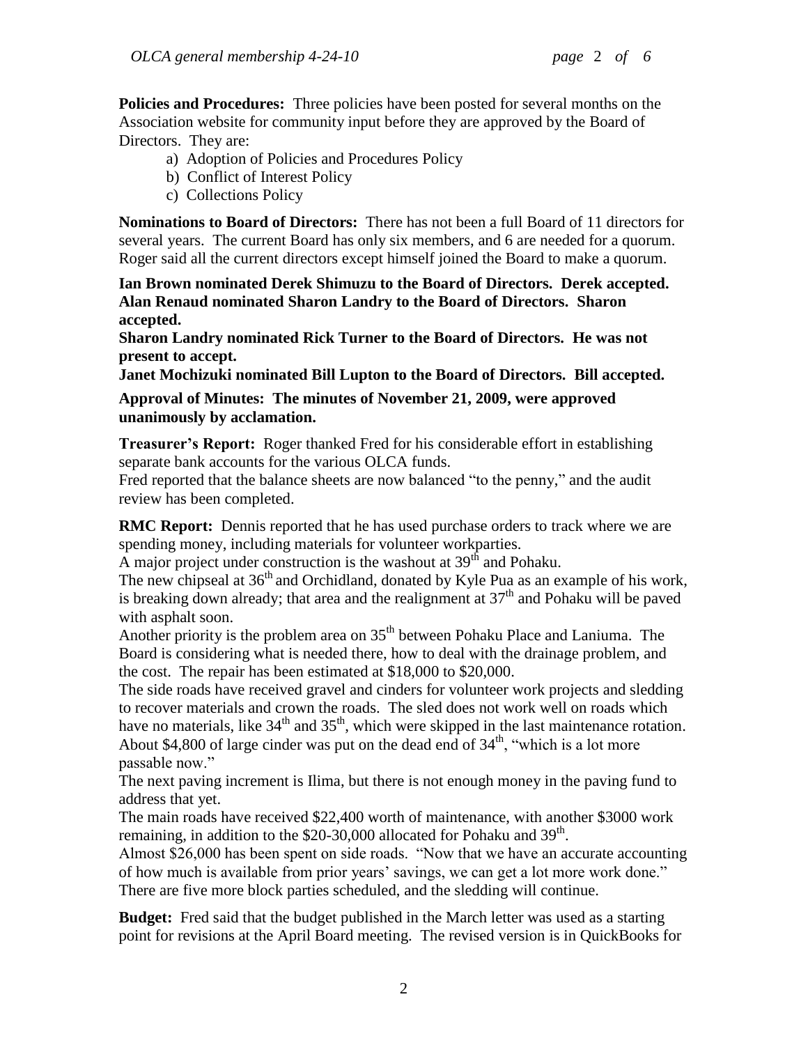**Policies and Procedures:** Three policies have been posted for several months on the Association website for community input before they are approved by the Board of Directors. They are:

a) Adoption of Policies and Procedures Policy
b) Conflict of Interest Policy
c) Collections Policy

**Nominations to Board of Directors:** There has not been a full Board of 11 directors for several years. The current Board has only six members, and 6 are needed for a quorum. Roger said all the current directors except himself joined the Board to make a quorum.

**Ian Brown nominated Derek Shimuzu to the Board of Directors. Derek accepted.**
**Alan Renaud nominated Sharon Landry to the Board of Directors. Sharon accepted.**
**Sharon Landry nominated Rick Turner to the Board of Directors. He was not present to accept.**
**Janet Mochizuki nominated Bill Lupton to the Board of Directors. Bill accepted.**

**Approval of Minutes: The minutes of November 21, 2009, were approved unanimously by acclamation.**

**Treasurer's Report:** Roger thanked Fred for his considerable effort in establishing separate bank accounts for the various OLCA funds.
Fred reported that the balance sheets are now balanced "to the penny," and the audit review has been completed.

**RMC Report:** Dennis reported that he has used purchase orders to track where we are spending money, including materials for volunteer workparties.
A major project under construction is the washout at 39th and Pohaku.
The new chipseal at 36th and Orchidland, donated by Kyle Pua as an example of his work, is breaking down already; that area and the realignment at 37th and Pohaku will be paved with asphalt soon.
Another priority is the problem area on 35th between Pohaku Place and Laniuma. The Board is considering what is needed there, how to deal with the drainage problem, and the cost. The repair has been estimated at $18,000 to $20,000.
The side roads have received gravel and cinders for volunteer work projects and sledding to recover materials and crown the roads. The sled does not work well on roads which have no materials, like 34th and 35th, which were skipped in the last maintenance rotation. About $4,800 of large cinder was put on the dead end of 34th, "which is a lot more passable now."
The next paving increment is Ilima, but there is not enough money in the paving fund to address that yet.
The main roads have received $22,400 worth of maintenance, with another $3000 work remaining, in addition to the $20-30,000 allocated for Pohaku and 39th.
Almost $26,000 has been spent on side roads. "Now that we have an accurate accounting of how much is available from prior years' savings, we can get a lot more work done."
There are five more block parties scheduled, and the sledding will continue.

**Budget:** Fred said that the budget published in the March letter was used as a starting point for revisions at the April Board meeting. The revised version is in QuickBooks for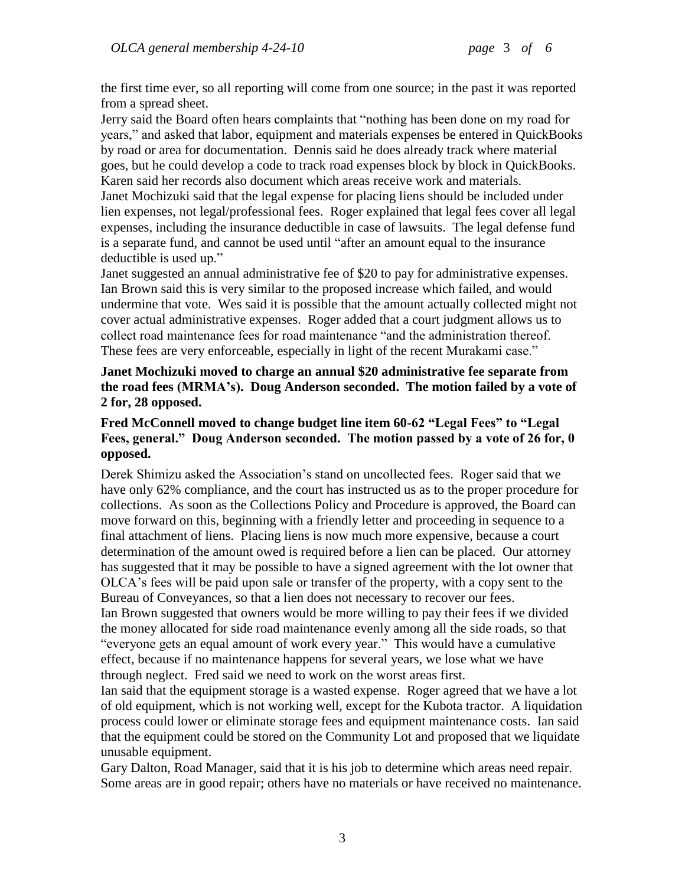the first time ever, so all reporting will come from one source; in the past it was reported from a spread sheet.

Jerry said the Board often hears complaints that "nothing has been done on my road for years," and asked that labor, equipment and materials expenses be entered in QuickBooks by road or area for documentation. Dennis said he does already track where material goes, but he could develop a code to track road expenses block by block in QuickBooks. Karen said her records also document which areas receive work and materials.

Janet Mochizuki said that the legal expense for placing liens should be included under lien expenses, not legal/professional fees. Roger explained that legal fees cover all legal expenses, including the insurance deductible in case of lawsuits. The legal defense fund is a separate fund, and cannot be used until "after an amount equal to the insurance deductible is used up."

Janet suggested an annual administrative fee of $20 to pay for administrative expenses. Ian Brown said this is very similar to the proposed increase which failed, and would undermine that vote. Wes said it is possible that the amount actually collected might not cover actual administrative expenses. Roger added that a court judgment allows us to collect road maintenance fees for road maintenance "and the administration thereof. These fees are very enforceable, especially in light of the recent Murakami case."

**Janet Mochizuki moved to charge an annual $20 administrative fee separate from the road fees (MRMA's). Doug Anderson seconded. The motion failed by a vote of 2 for, 28 opposed.**

**Fred McConnell moved to change budget line item 60-62 "Legal Fees" to "Legal Fees, general." Doug Anderson seconded. The motion passed by a vote of 26 for, 0 opposed.**

Derek Shimizu asked the Association's stand on uncollected fees. Roger said that we have only 62% compliance, and the court has instructed us as to the proper procedure for collections. As soon as the Collections Policy and Procedure is approved, the Board can move forward on this, beginning with a friendly letter and proceeding in sequence to a final attachment of liens. Placing liens is now much more expensive, because a court determination of the amount owed is required before a lien can be placed. Our attorney has suggested that it may be possible to have a signed agreement with the lot owner that OLCA's fees will be paid upon sale or transfer of the property, with a copy sent to the Bureau of Conveyances, so that a lien does not necessary to recover our fees.

Ian Brown suggested that owners would be more willing to pay their fees if we divided the money allocated for side road maintenance evenly among all the side roads, so that "everyone gets an equal amount of work every year." This would have a cumulative effect, because if no maintenance happens for several years, we lose what we have through neglect. Fred said we need to work on the worst areas first.

Ian said that the equipment storage is a wasted expense. Roger agreed that we have a lot of old equipment, which is not working well, except for the Kubota tractor. A liquidation process could lower or eliminate storage fees and equipment maintenance costs. Ian said that the equipment could be stored on the Community Lot and proposed that we liquidate unusable equipment.

Gary Dalton, Road Manager, said that it is his job to determine which areas need repair. Some areas are in good repair; others have no materials or have received no maintenance.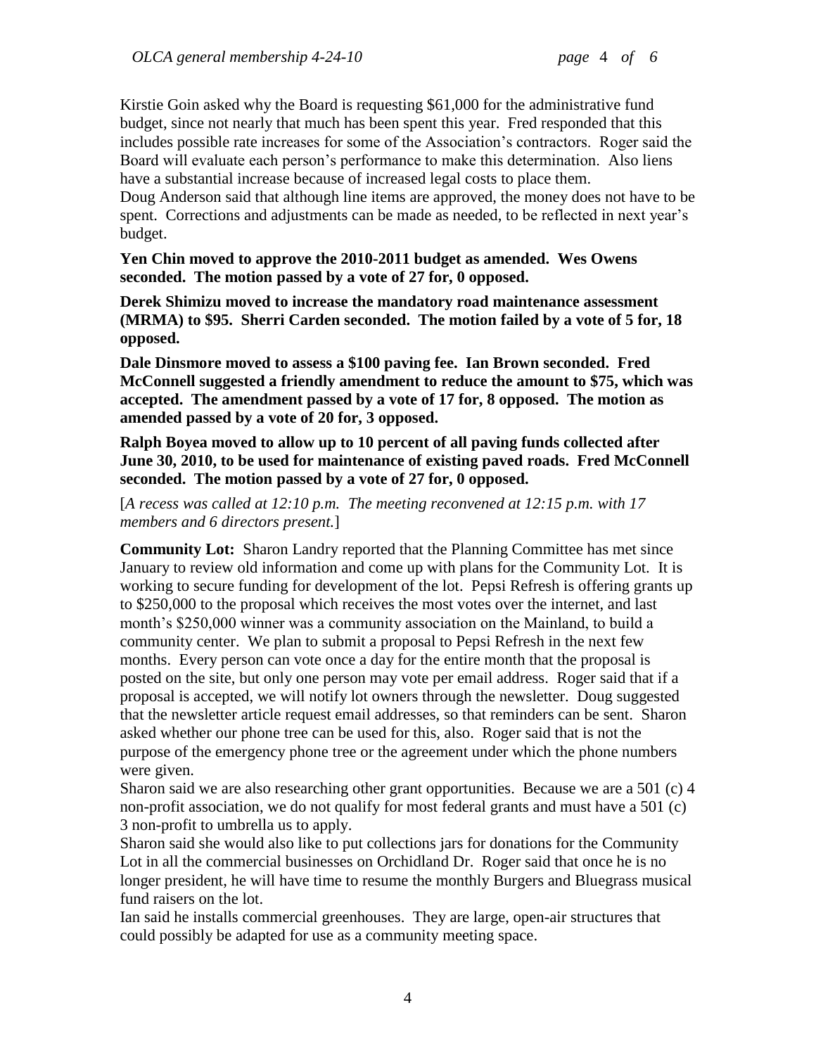Kirstie Goin asked why the Board is requesting $61,000 for the administrative fund budget, since not nearly that much has been spent this year. Fred responded that this includes possible rate increases for some of the Association's contractors. Roger said the Board will evaluate each person's performance to make this determination. Also liens have a substantial increase because of increased legal costs to place them.
Doug Anderson said that although line items are approved, the money does not have to be spent. Corrections and adjustments can be made as needed, to be reflected in next year's budget.

**Yen Chin moved to approve the 2010-2011 budget as amended. Wes Owens seconded. The motion passed by a vote of 27 for, 0 opposed.**

**Derek Shimizu moved to increase the mandatory road maintenance assessment (MRMA) to $95. Sherri Carden seconded. The motion failed by a vote of 5 for, 18 opposed.**

**Dale Dinsmore moved to assess a $100 paving fee. Ian Brown seconded. Fred McConnell suggested a friendly amendment to reduce the amount to $75, which was accepted. The amendment passed by a vote of 17 for, 8 opposed. The motion as amended passed by a vote of 20 for, 3 opposed.**

**Ralph Boyea moved to allow up to 10 percent of all paving funds collected after June 30, 2010, to be used for maintenance of existing paved roads. Fred McConnell seconded. The motion passed by a vote of 27 for, 0 opposed.**

[*A recess was called at 12:10 p.m. The meeting reconvened at 12:15 p.m. with 17 members and 6 directors present.*]

**Community Lot:** Sharon Landry reported that the Planning Committee has met since January to review old information and come up with plans for the Community Lot. It is working to secure funding for development of the lot. Pepsi Refresh is offering grants up to $250,000 to the proposal which receives the most votes over the internet, and last month's $250,000 winner was a community association on the Mainland, to build a community center. We plan to submit a proposal to Pepsi Refresh in the next few months. Every person can vote once a day for the entire month that the proposal is posted on the site, but only one person may vote per email address. Roger said that if a proposal is accepted, we will notify lot owners through the newsletter. Doug suggested that the newsletter article request email addresses, so that reminders can be sent. Sharon asked whether our phone tree can be used for this, also. Roger said that is not the purpose of the emergency phone tree or the agreement under which the phone numbers were given.
Sharon said we are also researching other grant opportunities. Because we are a 501 (c) 4 non-profit association, we do not qualify for most federal grants and must have a 501 (c) 3 non-profit to umbrella us to apply.
Sharon said she would also like to put collections jars for donations for the Community Lot in all the commercial businesses on Orchidland Dr. Roger said that once he is no longer president, he will have time to resume the monthly Burgers and Bluegrass musical fund raisers on the lot.
Ian said he installs commercial greenhouses. They are large, open-air structures that could possibly be adapted for use as a community meeting space.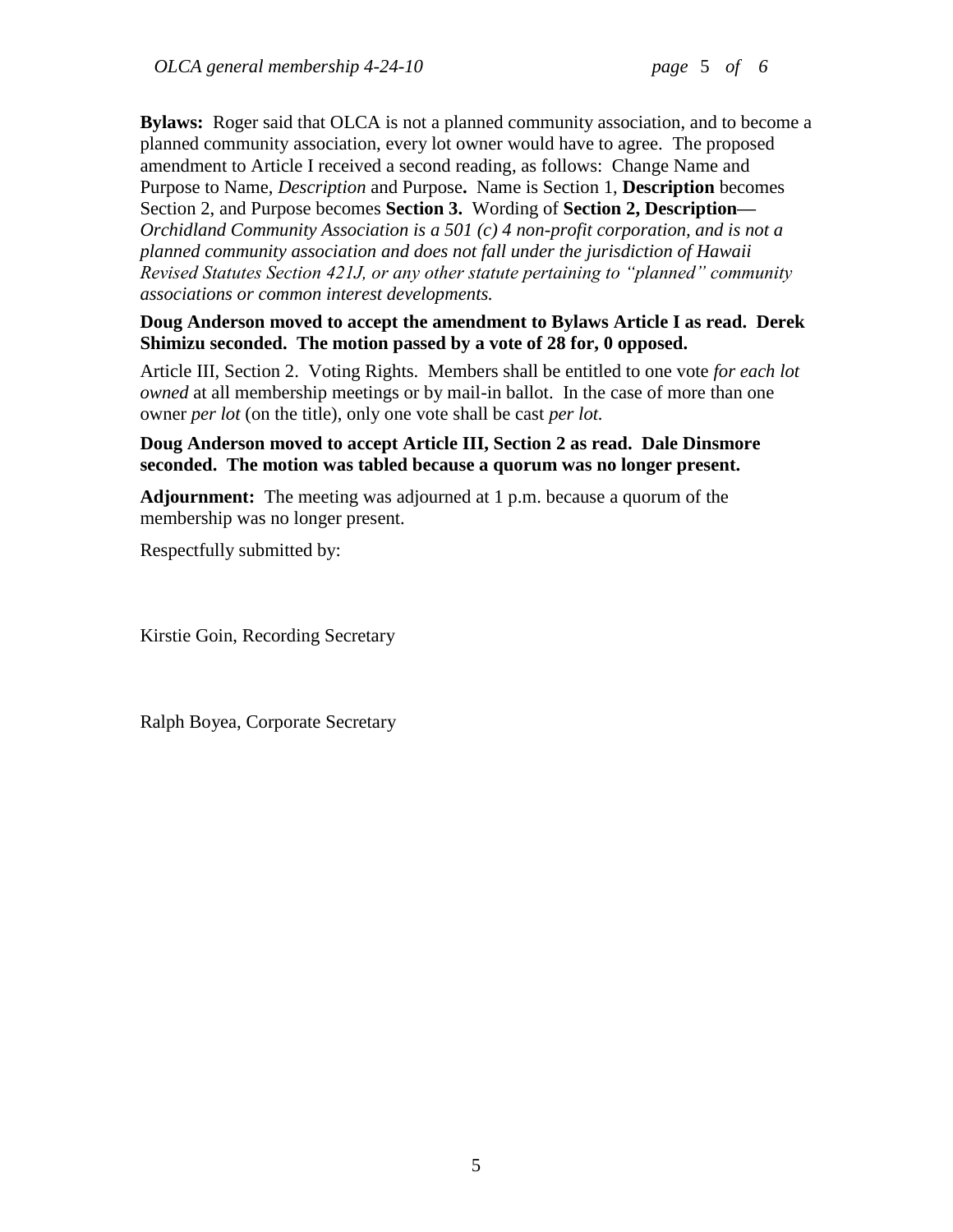**Bylaws:** Roger said that OLCA is not a planned community association, and to become a planned community association, every lot owner would have to agree. The proposed amendment to Article I received a second reading, as follows: Change Name and Purpose to Name, *Description* and Purpose**.** Name is Section 1, **Description** becomes Section 2, and Purpose becomes **Section 3.** Wording of **Section 2, Description—** *Orchidland Community Association is a 501 (c) 4 non-profit corporation, and is not a planned community association and does not fall under the jurisdiction of Hawaii Revised Statutes Section 421J, or any other statute pertaining to "planned" community associations or common interest developments.*

**Doug Anderson moved to accept the amendment to Bylaws Article I as read. Derek Shimizu seconded. The motion passed by a vote of 28 for, 0 opposed.**

Article III, Section 2. Voting Rights. Members shall be entitled to one vote *for each lot owned* at all membership meetings or by mail-in ballot. In the case of more than one owner *per lot* (on the title), only one vote shall be cast *per lot.*

**Doug Anderson moved to accept Article III, Section 2 as read. Dale Dinsmore seconded. The motion was tabled because a quorum was no longer present.**

**Adjournment:** The meeting was adjourned at 1 p.m. because a quorum of the membership was no longer present.

Respectfully submitted by:

Kirstie Goin, Recording Secretary

Ralph Boyea, Corporate Secretary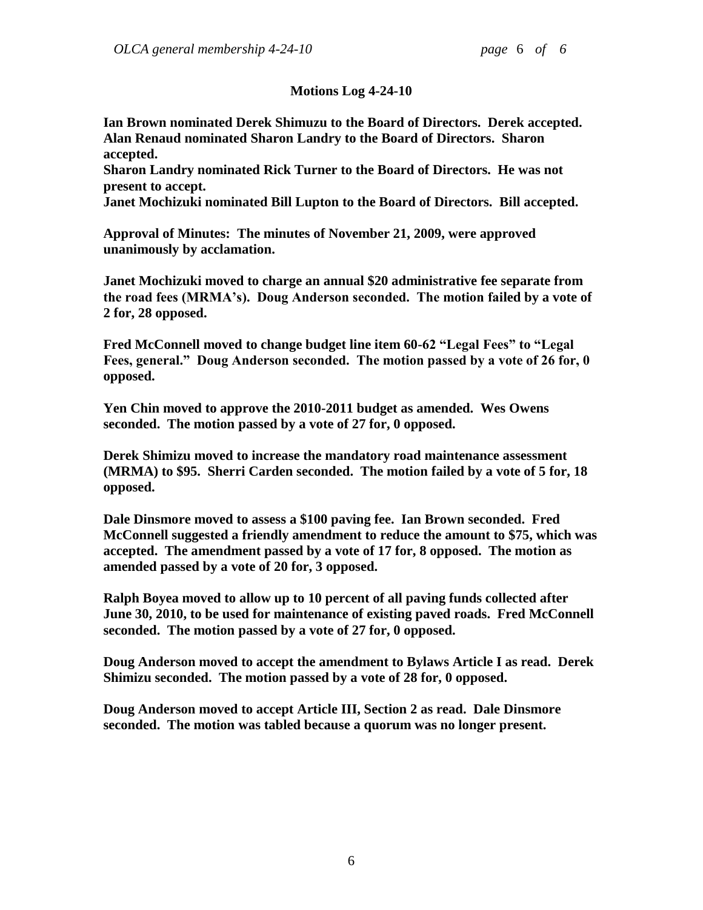## Motions Log 4-24-10

**Ian Brown nominated Derek Shimuzu to the Board of Directors. Derek accepted. Alan Renaud nominated Sharon Landry to the Board of Directors. Sharon accepted.**
**Sharon Landry nominated Rick Turner to the Board of Directors. He was not present to accept.**
**Janet Mochizuki nominated Bill Lupton to the Board of Directors. Bill accepted.**

**Approval of Minutes: The minutes of November 21, 2009, were approved unanimously by acclamation.**

**Janet Mochizuki moved to charge an annual $20 administrative fee separate from the road fees (MRMA's). Doug Anderson seconded. The motion failed by a vote of 2 for, 28 opposed.**

**Fred McConnell moved to change budget line item 60-62 "Legal Fees" to "Legal Fees, general." Doug Anderson seconded. The motion passed by a vote of 26 for, 0 opposed.**

**Yen Chin moved to approve the 2010-2011 budget as amended. Wes Owens seconded. The motion passed by a vote of 27 for, 0 opposed.**

**Derek Shimizu moved to increase the mandatory road maintenance assessment (MRMA) to $95. Sherri Carden seconded. The motion failed by a vote of 5 for, 18 opposed.**

**Dale Dinsmore moved to assess a $100 paving fee. Ian Brown seconded. Fred McConnell suggested a friendly amendment to reduce the amount to $75, which was accepted. The amendment passed by a vote of 17 for, 8 opposed. The motion as amended passed by a vote of 20 for, 3 opposed.**

**Ralph Boyea moved to allow up to 10 percent of all paving funds collected after June 30, 2010, to be used for maintenance of existing paved roads. Fred McConnell seconded. The motion passed by a vote of 27 for, 0 opposed.**

**Doug Anderson moved to accept the amendment to Bylaws Article I as read. Derek Shimizu seconded. The motion passed by a vote of 28 for, 0 opposed.**

**Doug Anderson moved to accept Article III, Section 2 as read. Dale Dinsmore seconded. The motion was tabled because a quorum was no longer present.**